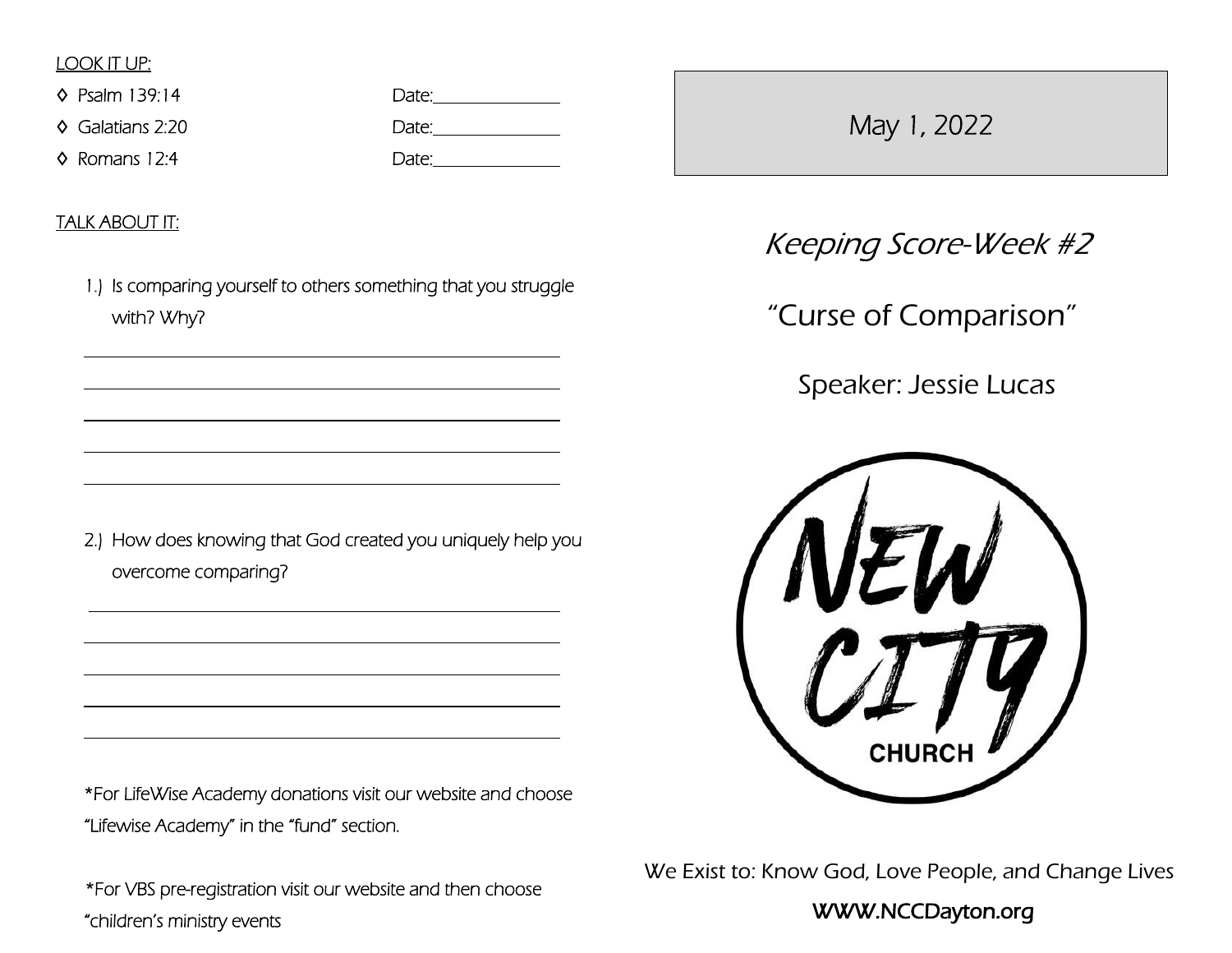LOOK IT UP:

- ◊ Psalm 139:14 Date:______________
- ◊ Galatians 2:20 Date:______________
- ◊ Romans 12:4 Date:______________

TALK ABOUT IT:

1.) Is comparing yourself to others something that you struggle with? Why?

______________________________________________

______________________________________________

______________________________________________

______________________________________________

______________________________________________

2.) How does knowing that God created you uniquely help you overcome comparing?

______________________________________________

______________________________________________

______________________________________________

______________________________________________

______________________________________________

*For LifeWise Academy donations visit our website and choose "Lifewise Academy" in the "fund" section.

*For VBS pre-registration visit our website and then choose "children's ministry events

May 1, 2022

*Keeping Score-Week #2*

"Curse of Comparison"

Speaker: Jessie Lucas

NEW CITY CHURCH

We Exist to: Know God, Love People, and Change Lives

WWW.NCCDayton.org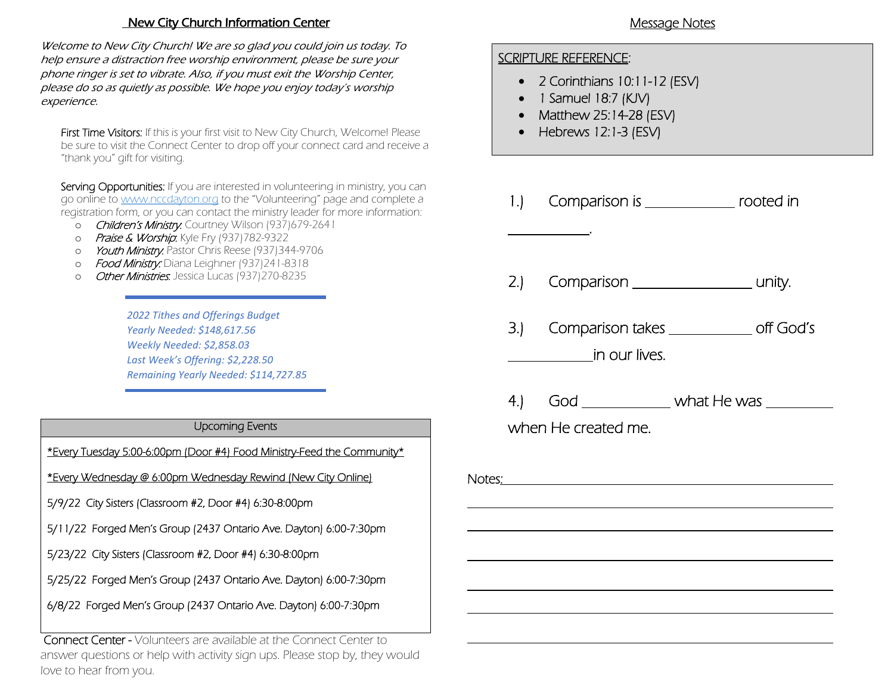## New City Church Information Center

*Welcome to New City Church! We are so glad you could join us today. To help ensure a distraction free worship environment, please be sure your phone ringer is set to vibrate. Also, if you must exit the Worship Center, please do so as quietly as possible. We hope you enjoy today's worship experience.*

First Time Visitors: If this is your first visit to New City Church, Welcome! Please be sure to visit the Connect Center to drop off your connect card and receive a "thank you" gift for visiting.

Serving Opportunities: If you are interested in volunteering in ministry, you can go online to [www.nccdayton.org](http://www.nccdayton.org) to the "Volunteering" page and complete a registration form, or you can contact the ministry leader for more information:

- *Children's Ministry:* Courtney Wilson (937)679-2641
- *Praise & Worship:* Kyle Fry (937)782-9322
- *Youth Ministry:* Pastor Chris Reese (937)344-9706
- *Food Ministry:* Diana Leighner (937)241-8318
- *Other Ministries:* Jessica Lucas (937)270-8235

*2022 Tithes and Offerings Budget*
*Yearly Needed: $148,617.56*
*Weekly Needed: $2,858.03*
*Last Week's Offering: $2,228.50*
*Remaining Yearly Needed: $114,727.85*

### Upcoming Events

*Every Tuesday 5:00-6:00pm (Door #4) Food Ministry-Feed the Community*

*Every Wednesday @ 6:00pm Wednesday Rewind (New City Online)

5/9/22 City Sisters (Classroom #2, Door #4) 6:30-8:00pm

5/11/22 Forged Men's Group (2437 Ontario Ave. Dayton) 6:00-7:30pm

5/23/22 City Sisters (Classroom #2, Door #4) 6:30-8:00pm

5/25/22 Forged Men's Group (2437 Ontario Ave. Dayton) 6:00-7:30pm

6/8/22 Forged Men's Group (2437 Ontario Ave. Dayton) 6:00-7:30pm

Connect Center - Volunteers are available at the Connect Center to answer questions or help with activity sign ups. Please stop by, they would love to hear from you.

## Message Notes

SCRIPTURE REFERENCE:

- 2 Corinthians 10:11-12 (ESV)
- 1 Samuel 18:7 (KJV)
- Matthew 25:14-28 (ESV)
- Hebrews 12:1-3 (ESV)

1.) Comparison is ____________ rooted in ___________.

2.) Comparison ________________ unity.

3.) Comparison takes ___________ off God's ___________ in our lives.

4.) God ____________ what He was _________ when He created me.

Notes: ________________________________________________

________________________________________________

________________________________________________

________________________________________________

________________________________________________

________________________________________________

________________________________________________